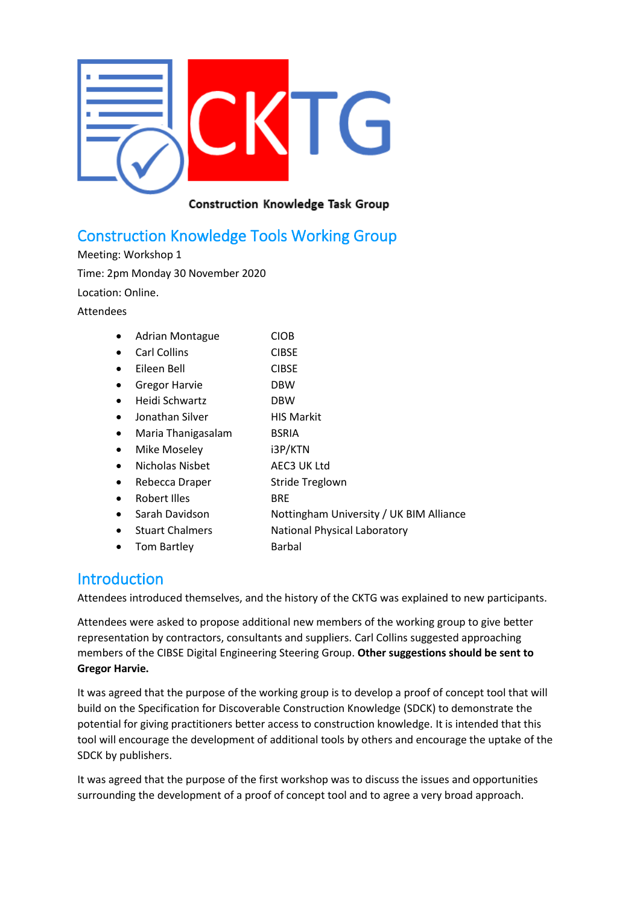CKTG

Construction Knowledge Task Group

# Construction Knowledge Tools Working Group

Meeting: Workshop 1

Time: 2pm Monday 30 November 2020

Location: Online.

Attendees

| | |
|---|---|
| • Adrian Montague | CIOB |
| • Carl Collins | CIBSE |
| • Eileen Bell | CIBSE |
| • Gregor Harvie | DBW |
| • Heidi Schwartz | DBW |
| • Jonathan Silver | HIS Markit |
| • Maria Thanigasalam | BSRIA |
| • Mike Moseley | i3P/KTN |
| • Nicholas Nisbet | AEC3 UK Ltd |
| • Rebecca Draper | Stride Treglown |
| • Robert Illes | BRE |
| • Sarah Davidson | Nottingham University / UK BIM Alliance |
| • Stuart Chalmers | National Physical Laboratory |
| • Tom Bartley | Barbal |

## Introduction

Attendees introduced themselves, and the history of the CKTG was explained to new participants.

Attendees were asked to propose additional new members of the working group to give better representation by contractors, consultants and suppliers. Carl Collins suggested approaching members of the CIBSE Digital Engineering Steering Group. **Other suggestions should be sent to Gregor Harvie.**

It was agreed that the purpose of the working group is to develop a proof of concept tool that will build on the Specification for Discoverable Construction Knowledge (SDCK) to demonstrate the potential for giving practitioners better access to construction knowledge. It is intended that this tool will encourage the development of additional tools by others and encourage the uptake of the SDCK by publishers.

It was agreed that the purpose of the first workshop was to discuss the issues and opportunities surrounding the development of a proof of concept tool and to agree a very broad approach.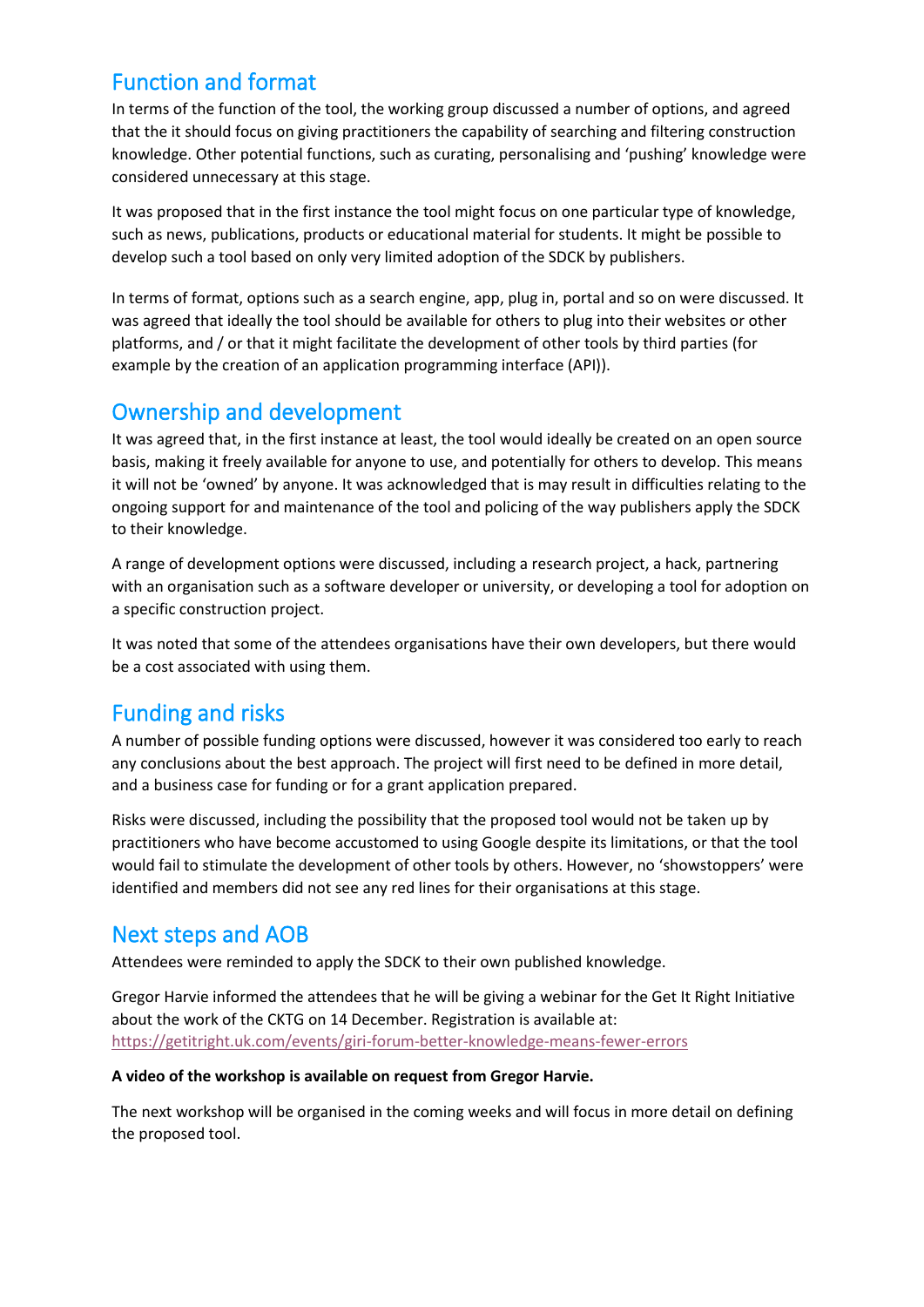## Function and format

In terms of the function of the tool, the working group discussed a number of options, and agreed that the it should focus on giving practitioners the capability of searching and filtering construction knowledge. Other potential functions, such as curating, personalising and 'pushing' knowledge were considered unnecessary at this stage.

It was proposed that in the first instance the tool might focus on one particular type of knowledge, such as news, publications, products or educational material for students. It might be possible to develop such a tool based on only very limited adoption of the SDCK by publishers.

In terms of format, options such as a search engine, app, plug in, portal and so on were discussed. It was agreed that ideally the tool should be available for others to plug into their websites or other platforms, and / or that it might facilitate the development of other tools by third parties (for example by the creation of an application programming interface (API)).

## Ownership and development

It was agreed that, in the first instance at least, the tool would ideally be created on an open source basis, making it freely available for anyone to use, and potentially for others to develop. This means it will not be 'owned' by anyone. It was acknowledged that is may result in difficulties relating to the ongoing support for and maintenance of the tool and policing of the way publishers apply the SDCK to their knowledge.

A range of development options were discussed, including a research project, a hack, partnering with an organisation such as a software developer or university, or developing a tool for adoption on a specific construction project.

It was noted that some of the attendees organisations have their own developers, but there would be a cost associated with using them.

## Funding and risks

A number of possible funding options were discussed, however it was considered too early to reach any conclusions about the best approach. The project will first need to be defined in more detail, and a business case for funding or for a grant application prepared.

Risks were discussed, including the possibility that the proposed tool would not be taken up by practitioners who have become accustomed to using Google despite its limitations, or that the tool would fail to stimulate the development of other tools by others. However, no 'showstoppers' were identified and members did not see any red lines for their organisations at this stage.

## Next steps and AOB

Attendees were reminded to apply the SDCK to their own published knowledge.

Gregor Harvie informed the attendees that he will be giving a webinar for the Get It Right Initiative about the work of the CKTG on 14 December. Registration is available at: https://getitright.uk.com/events/giri-forum-better-knowledge-means-fewer-errors

**A video of the workshop is available on request from Gregor Harvie.**

The next workshop will be organised in the coming weeks and will focus in more detail on defining the proposed tool.